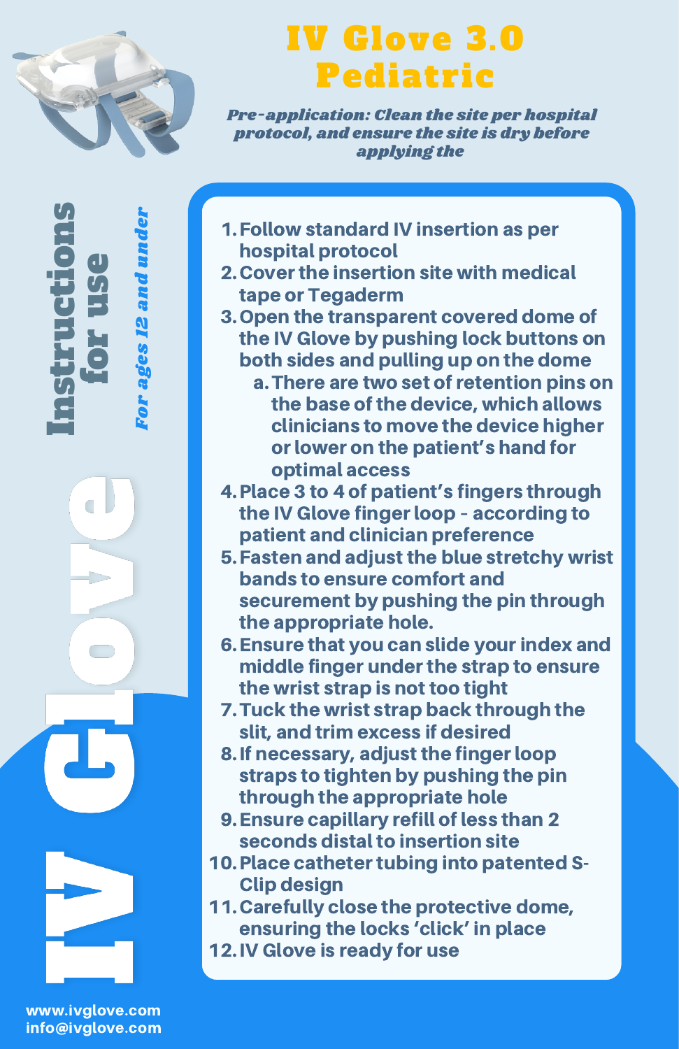# IV Glove 3.0 Pediatric

*Pre-application: Clean the site per hospital protocol, and ensure the site is dry before applying the*

## Instructions for use

*For ages 12 and under*

## IV Glove

1. Follow standard IV insertion as per hospital protocol
2. Cover the insertion site with medical tape or Tegaderm
3. Open the transparent covered dome of the IV Glove by pushing lock buttons on both sides and pulling up on the dome
   a. There are two set of retention pins on the base of the device, which allows clinicians to move the device higher or lower on the patient's hand for optimal access
4. Place 3 to 4 of patient's fingers through the IV Glove finger loop - according to patient and clinician preference
5. Fasten and adjust the blue stretchy wrist bands to ensure comfort and securement by pushing the pin through the appropriate hole.
6. Ensure that you can slide your index and middle finger under the strap to ensure the wrist strap is not too tight
7. Tuck the wrist strap back through the slit, and trim excess if desired
8. If necessary, adjust the finger loop straps to tighten by pushing the pin through the appropriate hole
9. Ensure capillary refill of less than 2 seconds distal to insertion site
10. Place catheter tubing into patented S-Clip design
11. Carefully close the protective dome, ensuring the locks 'click' in place
12. IV Glove is ready for use

www.ivglove.com
info@ivglove.com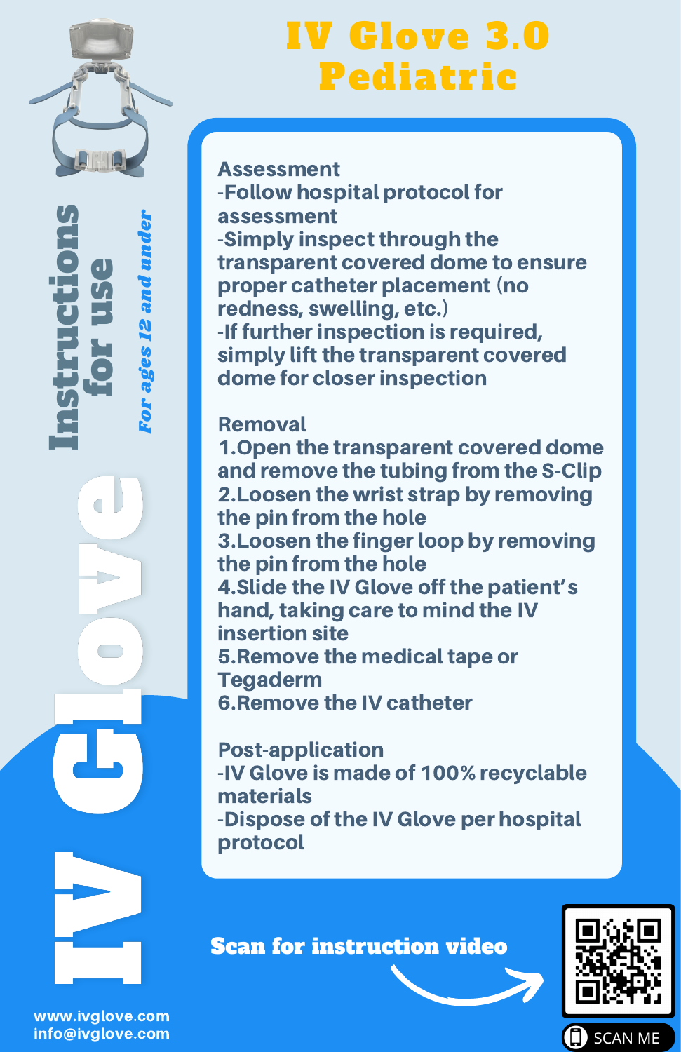# IV Glove 3.0 Pediatric

## Instructions for use

*For ages 12 and under*

IV Glove

### Assessment

- Follow hospital protocol for assessment
- Simply inspect through the transparent covered dome to ensure proper catheter placement (no redness, swelling, etc.)
- If further inspection is required, simply lift the transparent covered dome for closer inspection

### Removal

1. Open the transparent covered dome and remove the tubing from the S-Clip
2. Loosen the wrist strap by removing the pin from the hole
3. Loosen the finger loop by removing the pin from the hole
4. Slide the IV Glove off the patient's hand, taking care to mind the IV insertion site
5. Remove the medical tape or Tegaderm
6. Remove the IV catheter

### Post-application

- IV Glove is made of 100% recyclable materials
- Dispose of the IV Glove per hospital protocol

**Scan for instruction video**

SCAN ME

www.ivglove.com
info@ivglove.com